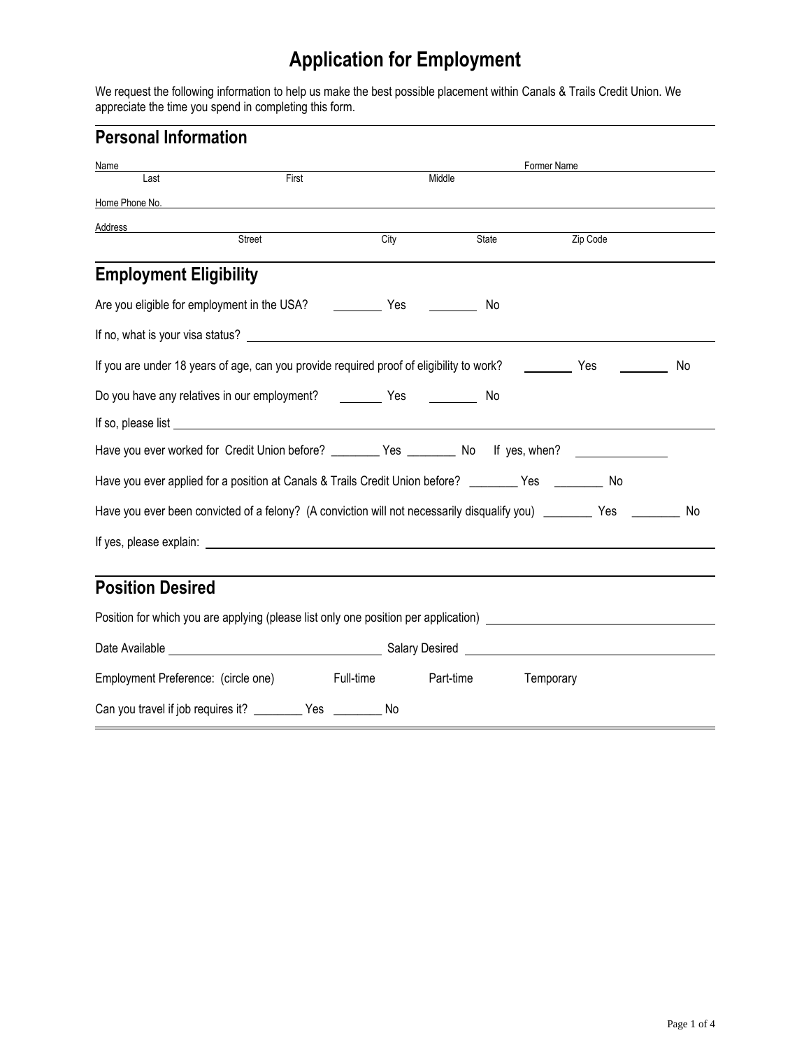# Application for Employment

We request the following information to help us make the best possible placement within Canals & Trails Credit Union. We appreciate the time you spend in completing this form.

## Personal Information

Name ______________________________________________ Former Name ______________
Last First Middle

Home Phone No. ______________________________________________

Address ______________________________________________
Street City State Zip Code

## Employment Eligibility

Are you eligible for employment in the USA? ________ Yes ________ No

If no, what is your visa status? ______________________________________________

If you are under 18 years of age, can you provide required proof of eligibility to work? ________ Yes ________ No

Do you have any relatives in our employment? ________ Yes ________ No

If so, please list ______________________________________________

Have you ever worked for Credit Union before? ________ Yes ________ No If yes, when? ______________

Have you ever applied for a position at Canals & Trails Credit Union before? ________ Yes ________ No

Have you ever been convicted of a felony? (A conviction will not necessarily disqualify you) ________ Yes ________ No

If yes, please explain: ______________________________________________

## Position Desired

Position for which you are applying (please list only one position per application) ______________________

Date Available ______________________ Salary Desired ______________________

Employment Preference: (circle one) Full-time Part-time Temporary

Can you travel if job requires it? ________ Yes ________ No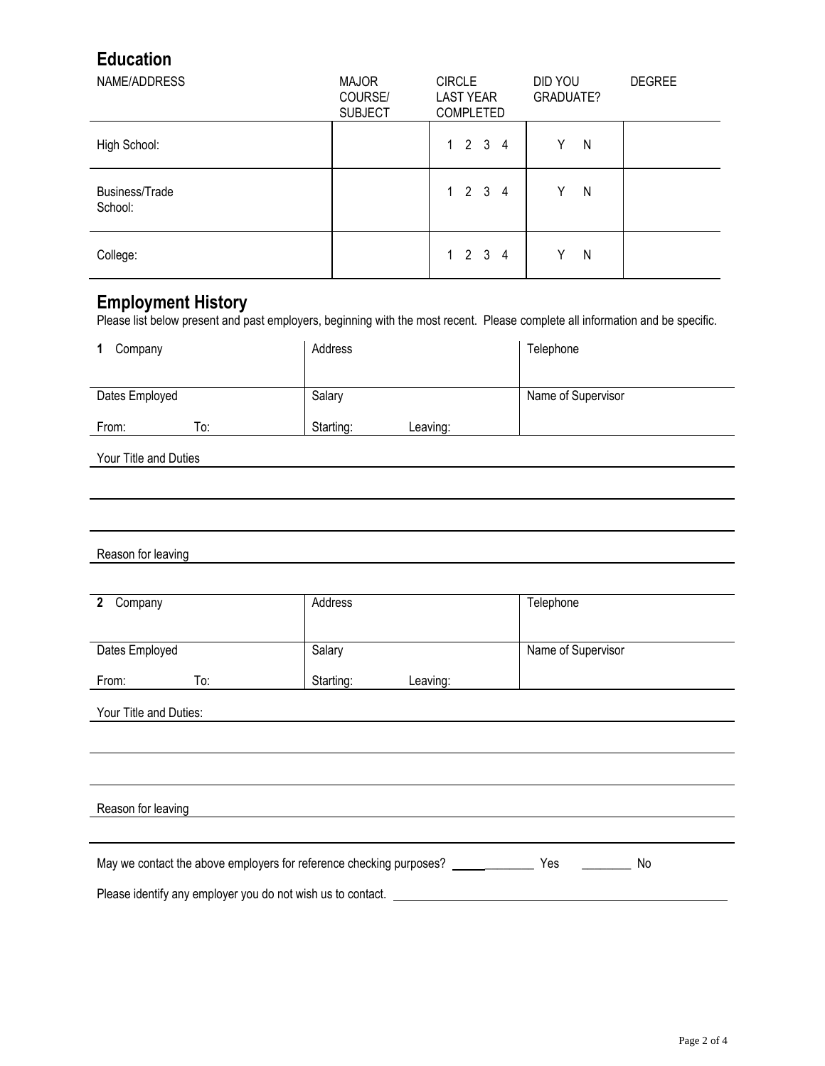## Education

| NAME/ADDRESS | MAJOR COURSE/ SUBJECT | CIRCLE LAST YEAR COMPLETED | DID YOU GRADUATE? | DEGREE |
|---|---|---|---|---|
| High School: | | 1 2 3 4 | Y N | |
| Business/Trade School: | | 1 2 3 4 | Y N | |
| College: | | 1 2 3 4 | Y N | |

## Employment History

Please list below present and past employers, beginning with the most recent. Please complete all information and be specific.

| **1** Company | Address | Telephone |
|---|---|---|
| Dates Employed<br>From: To: | Salary<br>Starting: Leaving: | Name of Supervisor |

Your Title and Duties

Reason for leaving

| **2** Company | Address | Telephone |
|---|---|---|
| Dates Employed<br>From: To: | Salary<br>Starting: Leaving: | Name of Supervisor |

Your Title and Duties:

Reason for leaving

May we contact the above employers for reference checking purposes? ______________ Yes ________ No

Please identify any employer you do not wish us to contact. ____________________________________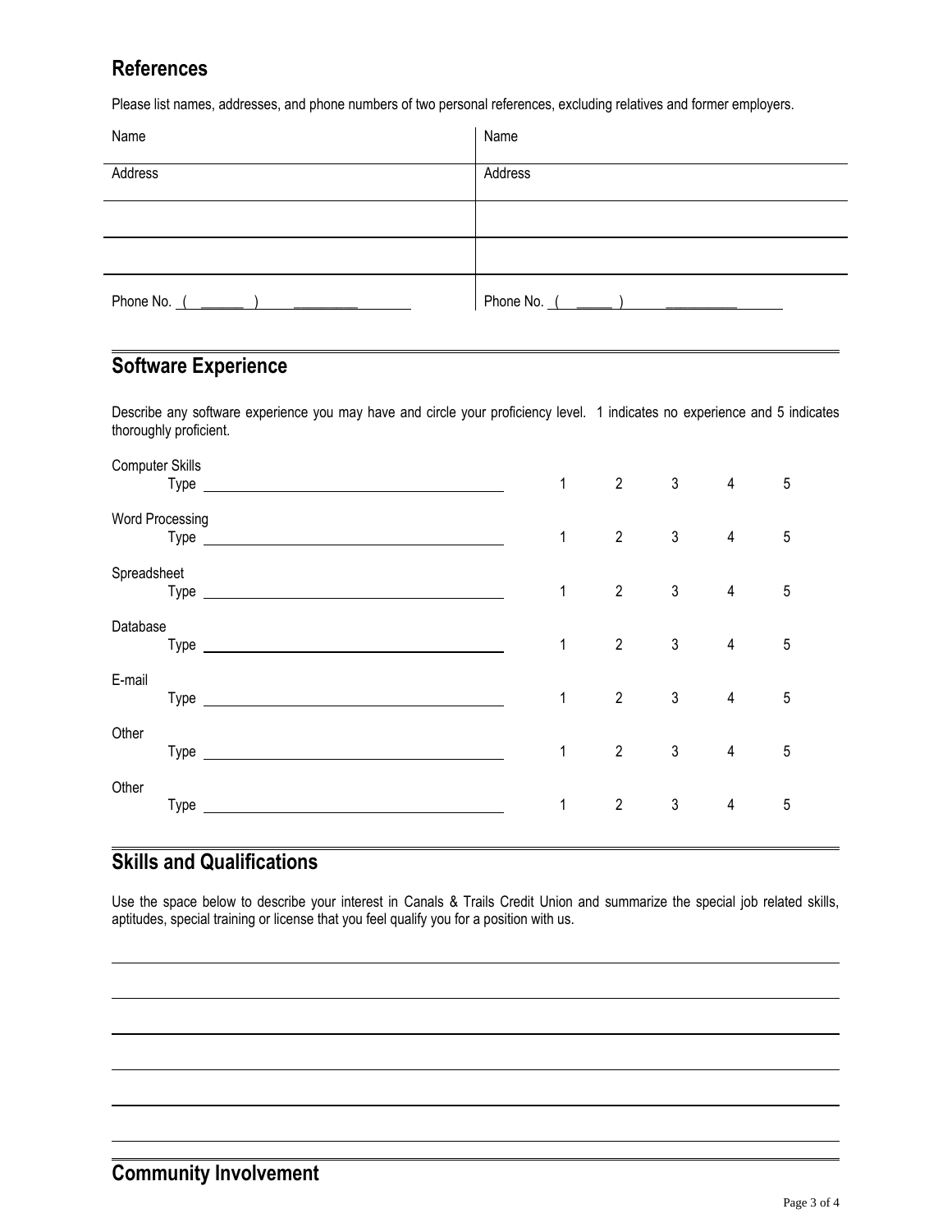## References

Please list names, addresses, and phone numbers of two personal references, excluding relatives and former employers.

| Name | Name |
|---|---|
| Address | Address |
| | |
| | |
| Phone No. ( ______ ) _________ | Phone No. ( _____ ) __________ |

## Software Experience

Describe any software experience you may have and circle your proficiency level. 1 indicates no experience and 5 indicates thoroughly proficient.

| | | | | | |
|---|---|---|---|---|---|
| Computer Skills<br>Type ________________________ | 1 | 2 | 3 | 4 | 5 |
| Word Processing<br>Type ________________________ | 1 | 2 | 3 | 4 | 5 |
| Spreadsheet<br>Type ________________________ | 1 | 2 | 3 | 4 | 5 |
| Database<br>Type ________________________ | 1 | 2 | 3 | 4 | 5 |
| E-mail<br>Type ________________________ | 1 | 2 | 3 | 4 | 5 |
| Other<br>Type ________________________ | 1 | 2 | 3 | 4 | 5 |
| Other<br>Type ________________________ | 1 | 2 | 3 | 4 | 5 |

## Skills and Qualifications

Use the space below to describe your interest in Canals & Trails Credit Union and summarize the special job related skills, aptitudes, special training or license that you feel qualify you for a position with us.

______________________________________________________________________________

______________________________________________________________________________

______________________________________________________________________________

______________________________________________________________________________

______________________________________________________________________________

______________________________________________________________________________

## Community Involvement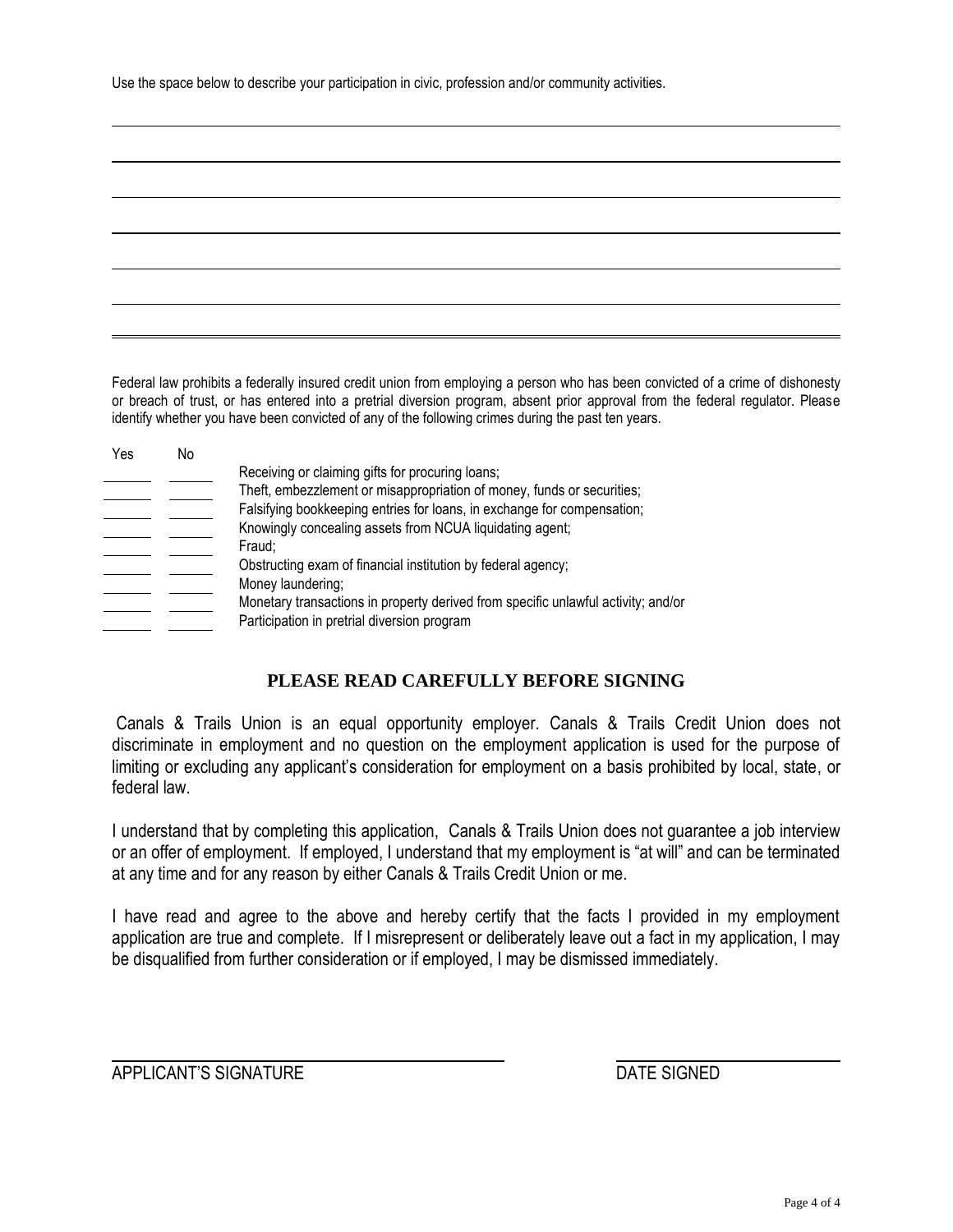Use the space below to describe your participation in civic, profession and/or community activities.

\_\_\_\_\_\_\_\_\_\_\_\_\_\_\_\_\_\_\_\_\_\_\_\_\_\_\_\_\_\_\_\_\_\_\_\_\_\_\_\_\_\_\_\_\_\_\_\_\_\_\_\_\_\_\_\_\_\_\_\_\_\_\_\_\_\_\_\_\_\_\_\_

\_\_\_\_\_\_\_\_\_\_\_\_\_\_\_\_\_\_\_\_\_\_\_\_\_\_\_\_\_\_\_\_\_\_\_\_\_\_\_\_\_\_\_\_\_\_\_\_\_\_\_\_\_\_\_\_\_\_\_\_\_\_\_\_\_\_\_\_\_\_\_\_

\_\_\_\_\_\_\_\_\_\_\_\_\_\_\_\_\_\_\_\_\_\_\_\_\_\_\_\_\_\_\_\_\_\_\_\_\_\_\_\_\_\_\_\_\_\_\_\_\_\_\_\_\_\_\_\_\_\_\_\_\_\_\_\_\_\_\_\_\_\_\_\_

\_\_\_\_\_\_\_\_\_\_\_\_\_\_\_\_\_\_\_\_\_\_\_\_\_\_\_\_\_\_\_\_\_\_\_\_\_\_\_\_\_\_\_\_\_\_\_\_\_\_\_\_\_\_\_\_\_\_\_\_\_\_\_\_\_\_\_\_\_\_\_\_

\_\_\_\_\_\_\_\_\_\_\_\_\_\_\_\_\_\_\_\_\_\_\_\_\_\_\_\_\_\_\_\_\_\_\_\_\_\_\_\_\_\_\_\_\_\_\_\_\_\_\_\_\_\_\_\_\_\_\_\_\_\_\_\_\_\_\_\_\_\_\_\_

\_\_\_\_\_\_\_\_\_\_\_\_\_\_\_\_\_\_\_\_\_\_\_\_\_\_\_\_\_\_\_\_\_\_\_\_\_\_\_\_\_\_\_\_\_\_\_\_\_\_\_\_\_\_\_\_\_\_\_\_\_\_\_\_\_\_\_\_\_\_\_\_

\_\_\_\_\_\_\_\_\_\_\_\_\_\_\_\_\_\_\_\_\_\_\_\_\_\_\_\_\_\_\_\_\_\_\_\_\_\_\_\_\_\_\_\_\_\_\_\_\_\_\_\_\_\_\_\_\_\_\_\_\_\_\_\_\_\_\_\_\_\_\_\_

Federal law prohibits a federally insured credit union from employing a person who has been convicted of a crime of dishonesty or breach of trust, or has entered into a pretrial diversion program, absent prior approval from the federal regulator. Please identify whether you have been convicted of any of the following crimes during the past ten years.

| Yes | No | |
|---|---|---|
| ______ | ______ | Receiving or claiming gifts for procuring loans; |
| ______ | ______ | Theft, embezzlement or misappropriation of money, funds or securities; |
| ______ | ______ | Falsifying bookkeeping entries for loans, in exchange for compensation; |
| ______ | ______ | Knowingly concealing assets from NCUA liquidating agent; |
| ______ | ______ | Fraud; |
| ______ | ______ | Obstructing exam of financial institution by federal agency; |
| ______ | ______ | Money laundering; |
| ______ | ______ | Monetary transactions in property derived from specific unlawful activity; and/or |
| ______ | ______ | Participation in pretrial diversion program |

## PLEASE READ CAREFULLY BEFORE SIGNING

Canals & Trails Union is an equal opportunity employer. Canals & Trails Credit Union does not discriminate in employment and no question on the employment application is used for the purpose of limiting or excluding any applicant's consideration for employment on a basis prohibited by local, state, or federal law.

I understand that by completing this application, Canals & Trails Union does not guarantee a job interview or an offer of employment. If employed, I understand that my employment is "at will" and can be terminated at any time and for any reason by either Canals & Trails Credit Union or me.

I have read and agree to the above and hereby certify that the facts I provided in my employment application are true and complete. If I misrepresent or deliberately leave out a fact in my application, I may be disqualified from further consideration or if employed, I may be dismissed immediately.

\_\_\_\_\_\_\_\_\_\_\_\_\_\_\_\_\_\_\_\_\_\_\_\_\_\_\_\_\_\_\_\_\_\_\_\_\_\_ \_\_\_\_\_\_\_\_\_\_\_\_\_\_\_\_\_\_\_\_\_\_\_

APPLICANT'S SIGNATURE DATE SIGNED